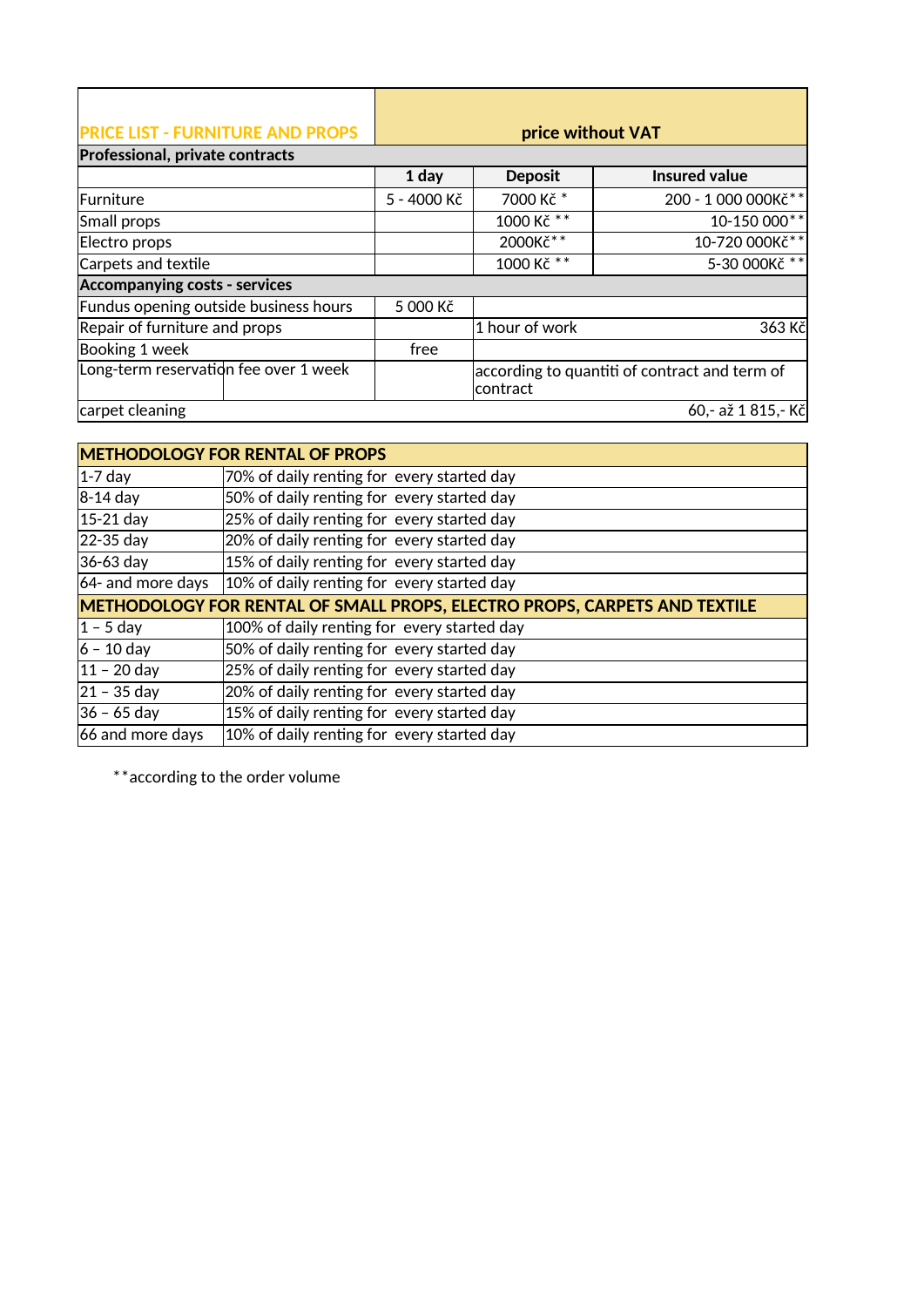| PRICE LIST - FURNITURE AND PROPS | price without VAT | | |
|---|---|---|---|
| **Professional, private contracts** | | | |
| | **1 day** | **Deposit** | **Insured value** |
| Furniture | 5 - 4000 Kč | 7000 Kč * | 200 - 1 000 000Kč** |
| Small props | | 1000 Kč ** | 10-150 000** |
| Electro props | | 2000Kč** | 10-720 000Kč** |
| Carpets and textile | | 1000 Kč ** | 5-30 000Kč ** |
| **Accompanying costs - services** | | | |
| Fundus opening outside business hours | 5 000 Kč | | |
| Repair of furniture and props | | 1 hour of work | 363 Kč |
| Booking 1 week | free | | |
| Long-term reservation fee over 1 week | | according to quantiti of contract and term of contract | |
| carpet cleaning | | | 60,- až 1 815,- Kč |

| METHODOLOGY FOR RENTAL OF PROPS | |
|---|---|
| 1-7 day | 70% of daily renting for every started day |
| 8-14 day | 50% of daily renting for every started day |
| 15-21 day | 25% of daily renting for every started day |
| 22-35 day | 20% of daily renting for every started day |
| 36-63 day | 15% of daily renting for every started day |
| 64- and more days | 10% of daily renting for every started day |
| **METHODOLOGY FOR RENTAL OF SMALL PROPS, ELECTRO PROPS, CARPETS AND TEXTILE** | |
| 1 – 5 day | 100% of daily renting for every started day |
| 6 – 10 day | 50% of daily renting for every started day |
| 11 – 20 day | 25% of daily renting for every started day |
| 21 – 35 day | 20% of daily renting for every started day |
| 36 – 65 day | 15% of daily renting for every started day |
| 66 and more days | 10% of daily renting for every started day |

**according to the order volume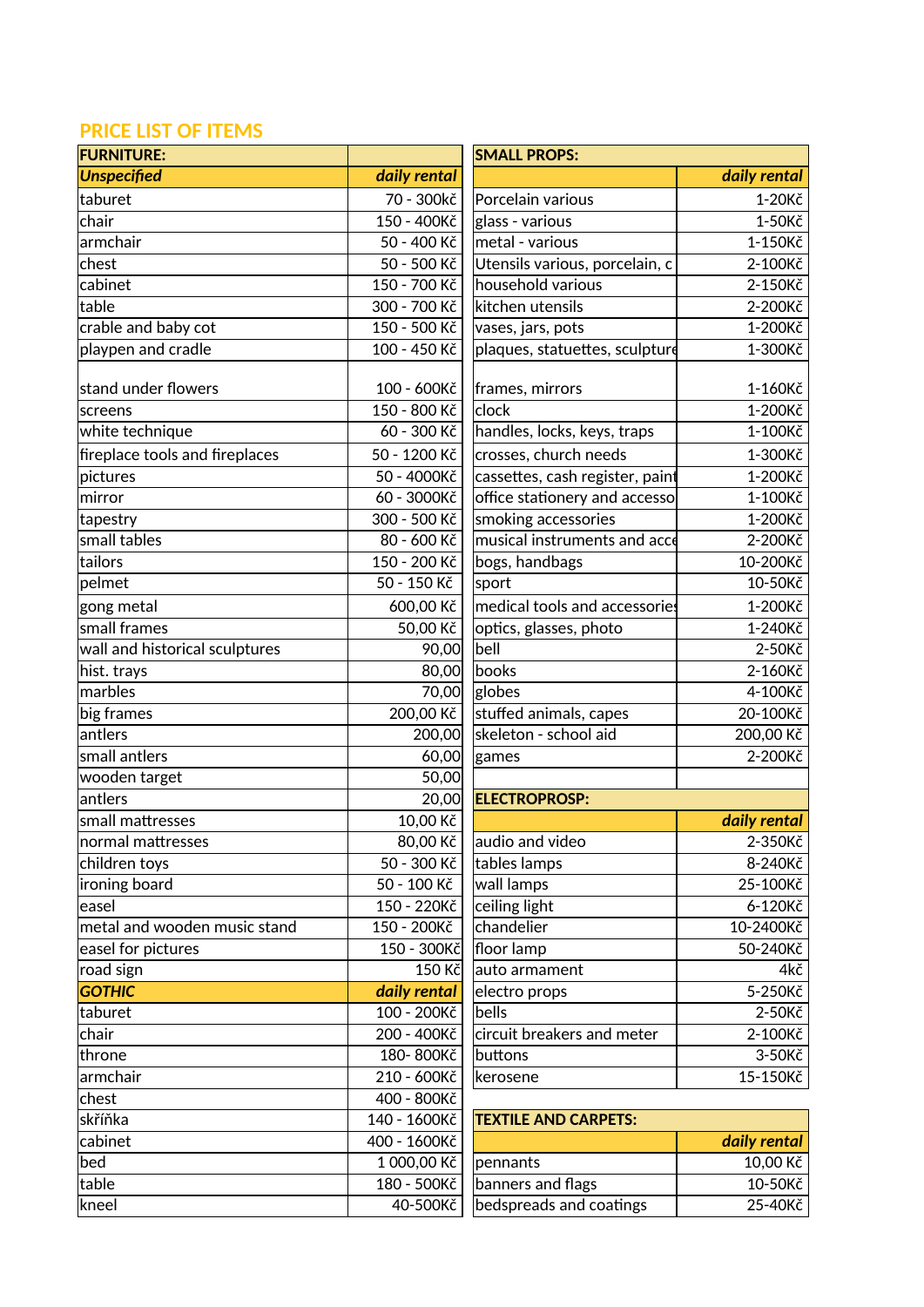## PRICE LIST OF ITEMS

| FURNITURE: | |
|---|---|
| ***Unspecified*** | ***daily rental*** |
| taburet | 70 - 300kč |
| chair | 150 - 400Kč |
| armchair | 50 - 400 Kč |
| chest | 50 - 500 Kč |
| cabinet | 150 - 700 Kč |
| table | 300 - 700 Kč |
| crable and baby cot | 150 - 500 Kč |
| playpen and cradle | 100 - 450 Kč |
| stand under flowers | 100 - 600Kč |
| screens | 150 - 800 Kč |
| white technique | 60 - 300 Kč |
| fireplace tools and fireplaces | 50 - 1200 Kč |
| pictures | 50 - 4000Kč |
| mirror | 60 - 3000Kč |
| tapestry | 300 - 500 Kč |
| small tables | 80 - 600 Kč |
| tailors | 150 - 200 Kč |
| pelmet | 50 - 150 Kč |
| gong metal | 600,00 Kč |
| small frames | 50,00 Kč |
| wall and historical sculptures | 90,00 |
| hist. trays | 80,00 |
| marbles | 70,00 |
| big frames | 200,00 Kč |
| antlers | 200,00 |
| small antlers | 60,00 |
| wooden target | 50,00 |
| antlers | 20,00 |
| small mattresses | 10,00 Kč |
| normal mattresses | 80,00 Kč |
| children toys | 50 - 300 Kč |
| ironing board | 50 - 100 Kč |
| easel | 150 - 220Kč |
| metal and wooden music stand | 150 - 200Kč |
| easel for pictures | 150 - 300Kč |
| road sign | 150 Kč |
| ***GOTHIC*** | ***daily rental*** |
| taburet | 100 - 200Kč |
| chair | 200 - 400Kč |
| throne | 180- 800Kč |
| armchair | 210 - 600Kč |
| chest | 400 - 800Kč |
| skříňka | 140 - 1600Kč |
| cabinet | 400 - 1600Kč |
| bed | 1 000,00 Kč |
| table | 180 - 500Kč |
| kneel | 40-500Kč |

| SMALL PROPS: | |
|---|---|
| | ***daily rental*** |
| Porcelain various | 1-20Kč |
| glass - various | 1-50Kč |
| metal - various | 1-150Kč |
| Utensils various, porcelain, c | 2-100Kč |
| household various | 2-150Kč |
| kitchen utensils | 2-200Kč |
| vases, jars, pots | 1-200Kč |
| plaques, statuettes, sculpture | 1-300Kč |
| frames, mirrors | 1-160Kč |
| clock | 1-200Kč |
| handles, locks, keys, traps | 1-100Kč |
| crosses, church needs | 1-300Kč |
| cassettes, cash register, paint | 1-200Kč |
| office stationery and accesso | 1-100Kč |
| smoking accessories | 1-200Kč |
| musical instruments and acce | 2-200Kč |
| bogs, handbags | 10-200Kč |
| sport | 10-50Kč |
| medical tools and accessorie | 1-200Kč |
| optics, glasses, photo | 1-240Kč |
| bell | 2-50Kč |
| books | 2-160Kč |
| globes | 4-100Kč |
| stuffed animals, capes | 20-100Kč |
| skeleton - school aid | 200,00 Kč |
| games | 2-200Kč |

| ELECTROPROSP: | |
|---|---|
| | ***daily rental*** |
| audio and video | 2-350Kč |
| tables lamps | 8-240Kč |
| wall lamps | 25-100Kč |
| ceiling light | 6-120Kč |
| chandelier | 10-2400Kč |
| floor lamp | 50-240Kč |
| auto armament | 4kč |
| electro props | 5-250Kč |
| bells | 2-50Kč |
| circuit breakers and meter | 2-100Kč |
| buttons | 3-50Kč |
| kerosene | 15-150Kč |

| TEXTILE AND CARPETS: | |
|---|---|
| | ***daily rental*** |
| pennants | 10,00 Kč |
| banners and flags | 10-50Kč |
| bedspreads and coatings | 25-40Kč |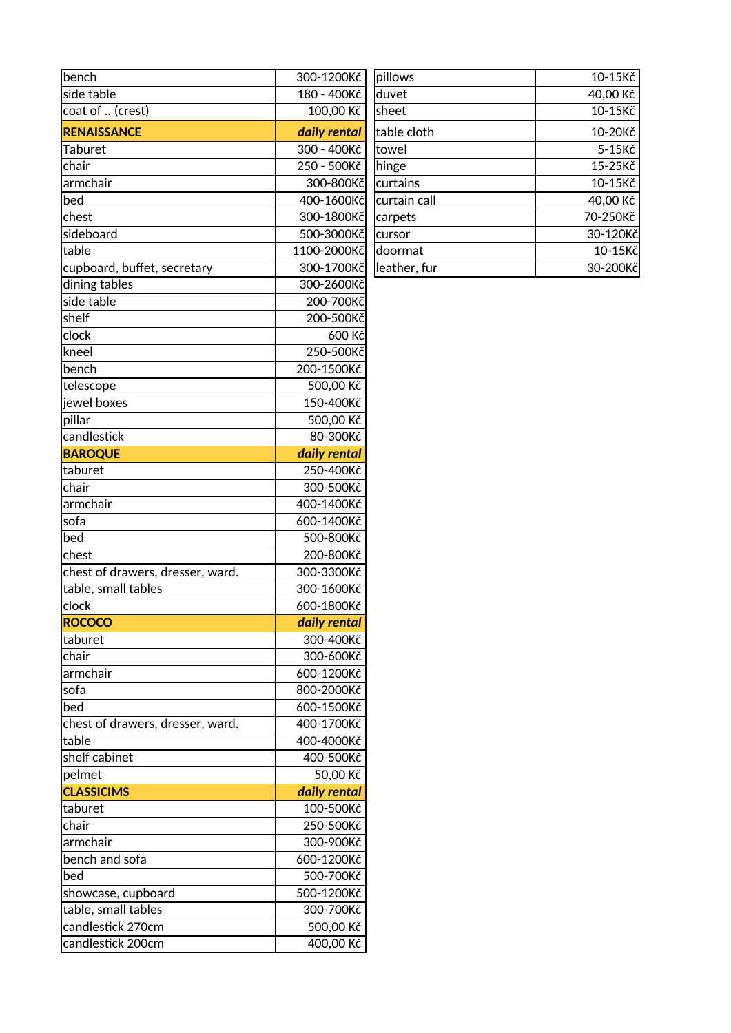| | |
|---|---|
| bench | 300-1200Kč |
| side table | 180 - 400Kč |
| coat of .. (crest) | 100,00 Kč |
| **RENAISSANCE** | ***daily rental*** |
| Taburet | 300 - 400Kč |
| chair | 250 - 500Kč |
| armchair | 300-800Kč |
| bed | 400-1600Kč |
| chest | 300-1800Kč |
| sideboard | 500-3000Kč |
| table | 1100-2000Kč |
| cupboard, buffet, secretary | 300-1700Kč |
| dining tables | 300-2600Kč |
| side table | 200-700Kč |
| shelf | 200-500Kč |
| clock | 600 Kč |
| kneel | 250-500Kč |
| bench | 200-1500Kč |
| telescope | 500,00 Kč |
| jewel boxes | 150-400Kč |
| pillar | 500,00 Kč |
| candlestick | 80-300Kč |
| **BAROQUE** | ***daily rental*** |
| taburet | 250-400Kč |
| chair | 300-500Kč |
| armchair | 400-1400Kč |
| sofa | 600-1400Kč |
| bed | 500-800Kč |
| chest | 200-800Kč |
| chest of drawers, dresser, ward. | 300-3300Kč |
| table, small tables | 300-1600Kč |
| clock | 600-1800Kč |
| **ROCOCO** | ***daily rental*** |
| taburet | 300-400Kč |
| chair | 300-600Kč |
| armchair | 600-1200Kč |
| sofa | 800-2000Kč |
| bed | 600-1500Kč |
| chest of drawers, dresser, ward. | 400-1700Kč |
| table | 400-4000Kč |
| shelf cabinet | 400-500Kč |
| pelmet | 50,00 Kč |
| **CLASSICIMS** | ***daily rental*** |
| taburet | 100-500Kč |
| chair | 250-500Kč |
| armchair | 300-900Kč |
| bench and sofa | 600-1200Kč |
| bed | 500-700Kč |
| showcase, cupboard | 500-1200Kč |
| table, small tables | 300-700Kč |
| candlestick 270cm | 500,00 Kč |
| candlestick 200cm | 400,00 Kč |

| | |
|---|---|
| pillows | 10-15Kč |
| duvet | 40,00 Kč |
| sheet | 10-15Kč |
| table cloth | 10-20Kč |
| towel | 5-15Kč |
| hinge | 15-25Kč |
| curtains | 10-15Kč |
| curtain call | 40,00 Kč |
| carpets | 70-250Kč |
| cursor | 30-120Kč |
| doormat | 10-15Kč |
| leather, fur | 30-200Kč |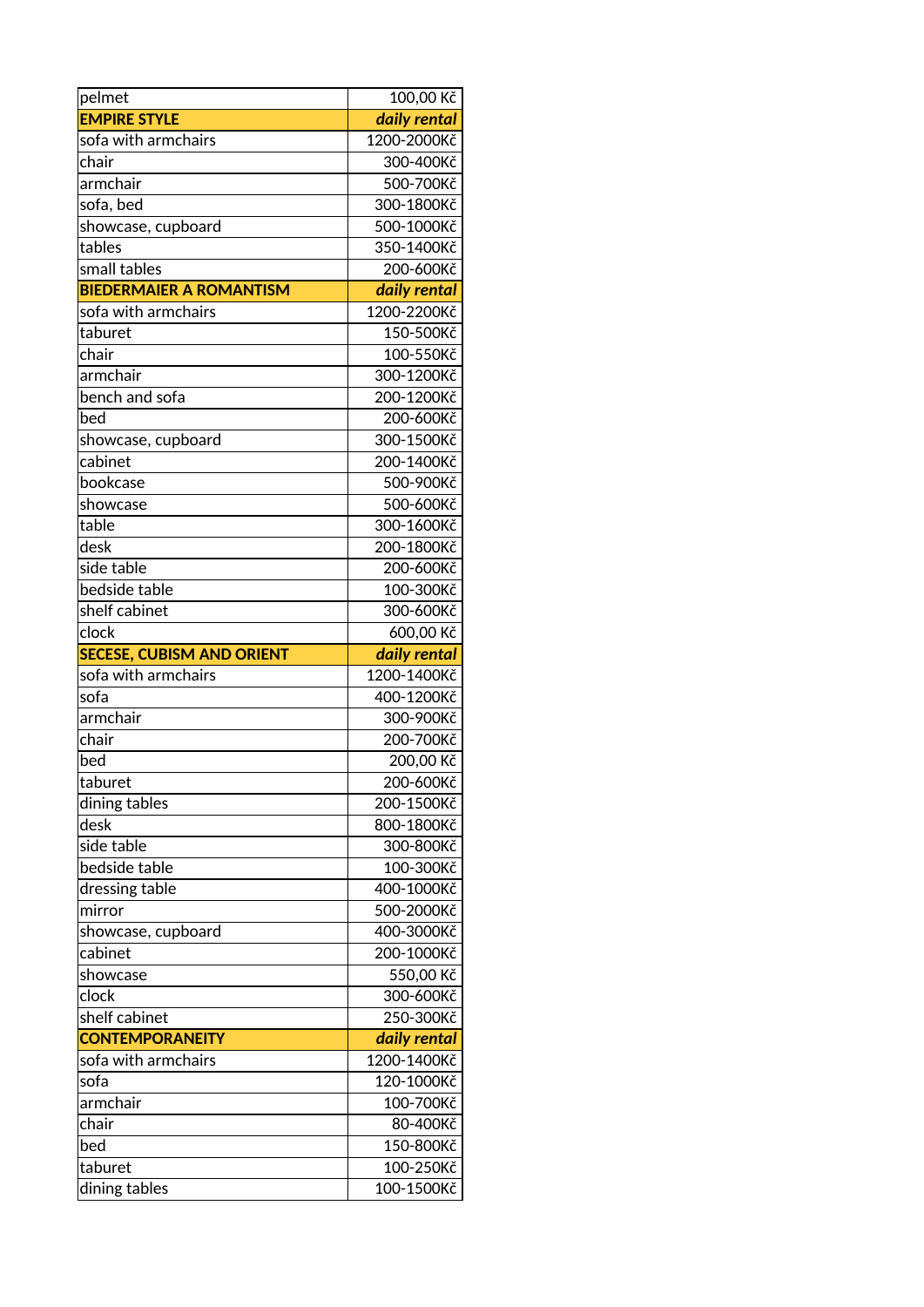| pelmet | 100,00 Kč |
|---|---|
| **EMPIRE STYLE** | ***daily rental*** |
| sofa with armchairs | 1200-2000Kč |
| chair | 300-400Kč |
| armchair | 500-700Kč |
| sofa, bed | 300-1800Kč |
| showcase, cupboard | 500-1000Kč |
| tables | 350-1400Kč |
| small tables | 200-600Kč |
| **BIEDERMAIER A ROMANTISM** | ***daily rental*** |
| sofa with armchairs | 1200-2200Kč |
| taburet | 150-500Kč |
| chair | 100-550Kč |
| armchair | 300-1200Kč |
| bench and sofa | 200-1200Kč |
| bed | 200-600Kč |
| showcase, cupboard | 300-1500Kč |
| cabinet | 200-1400Kč |
| bookcase | 500-900Kč |
| showcase | 500-600Kč |
| table | 300-1600Kč |
| desk | 200-1800Kč |
| side table | 200-600Kč |
| bedside table | 100-300Kč |
| shelf cabinet | 300-600Kč |
| clock | 600,00 Kč |
| **SECESE, CUBISM AND ORIENT** | ***daily rental*** |
| sofa with armchairs | 1200-1400Kč |
| sofa | 400-1200Kč |
| armchair | 300-900Kč |
| chair | 200-700Kč |
| bed | 200,00 Kč |
| taburet | 200-600Kč |
| dining tables | 200-1500Kč |
| desk | 800-1800Kč |
| side table | 300-800Kč |
| bedside table | 100-300Kč |
| dressing table | 400-1000Kč |
| mirror | 500-2000Kč |
| showcase, cupboard | 400-3000Kč |
| cabinet | 200-1000Kč |
| showcase | 550,00 Kč |
| clock | 300-600Kč |
| shelf cabinet | 250-300Kč |
| **CONTEMPORANEITY** | ***daily rental*** |
| sofa with armchairs | 1200-1400Kč |
| sofa | 120-1000Kč |
| armchair | 100-700Kč |
| chair | 80-400Kč |
| bed | 150-800Kč |
| taburet | 100-250Kč |
| dining tables | 100-1500Kč |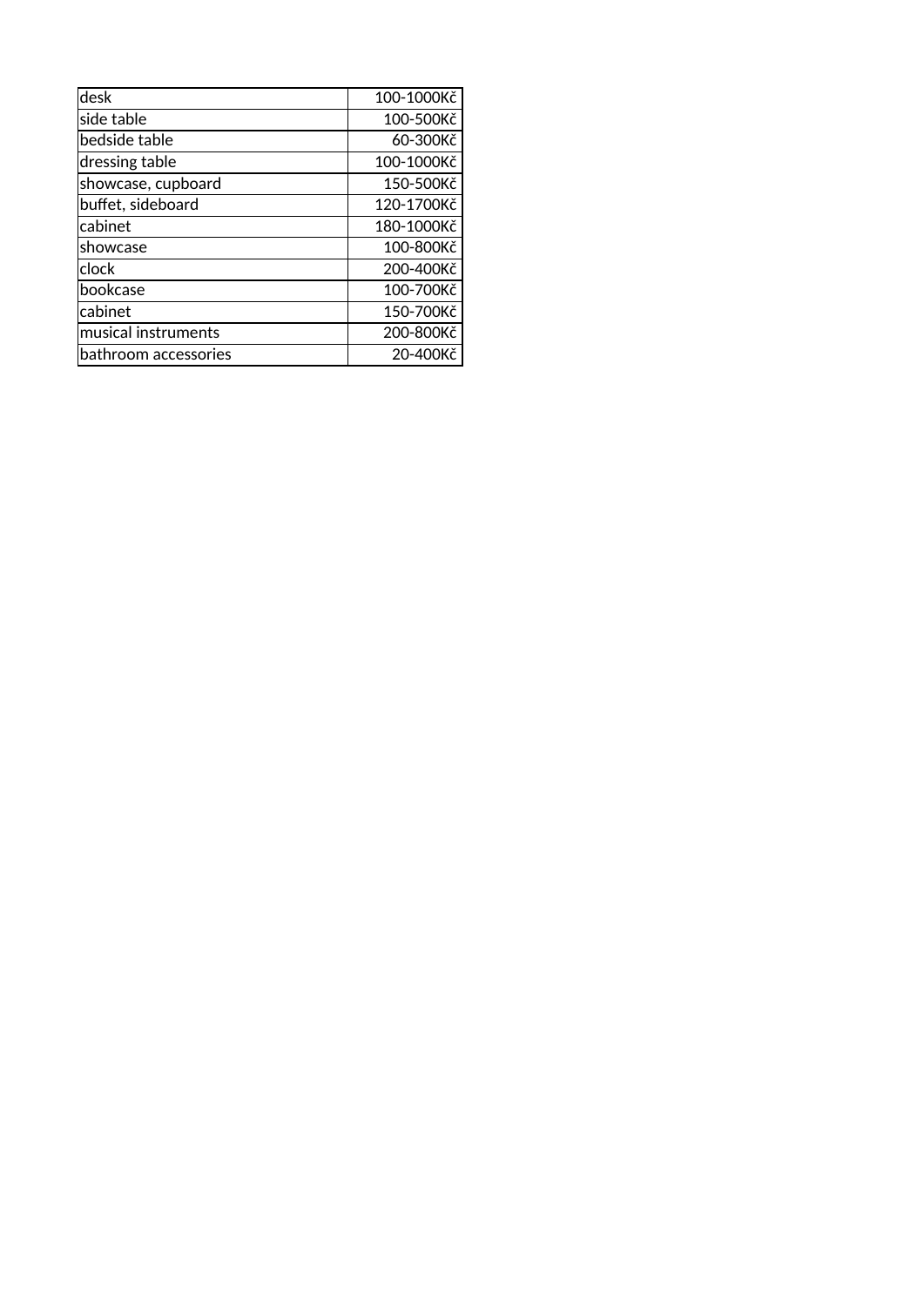| | |
|---|---|
| desk | 100-1000Kč |
| side table | 100-500Kč |
| bedside table | 60-300Kč |
| dressing table | 100-1000Kč |
| showcase, cupboard | 150-500Kč |
| buffet, sideboard | 120-1700Kč |
| cabinet | 180-1000Kč |
| showcase | 100-800Kč |
| clock | 200-400Kč |
| bookcase | 100-700Kč |
| cabinet | 150-700Kč |
| musical instruments | 200-800Kč |
| bathroom accessories | 20-400Kč |